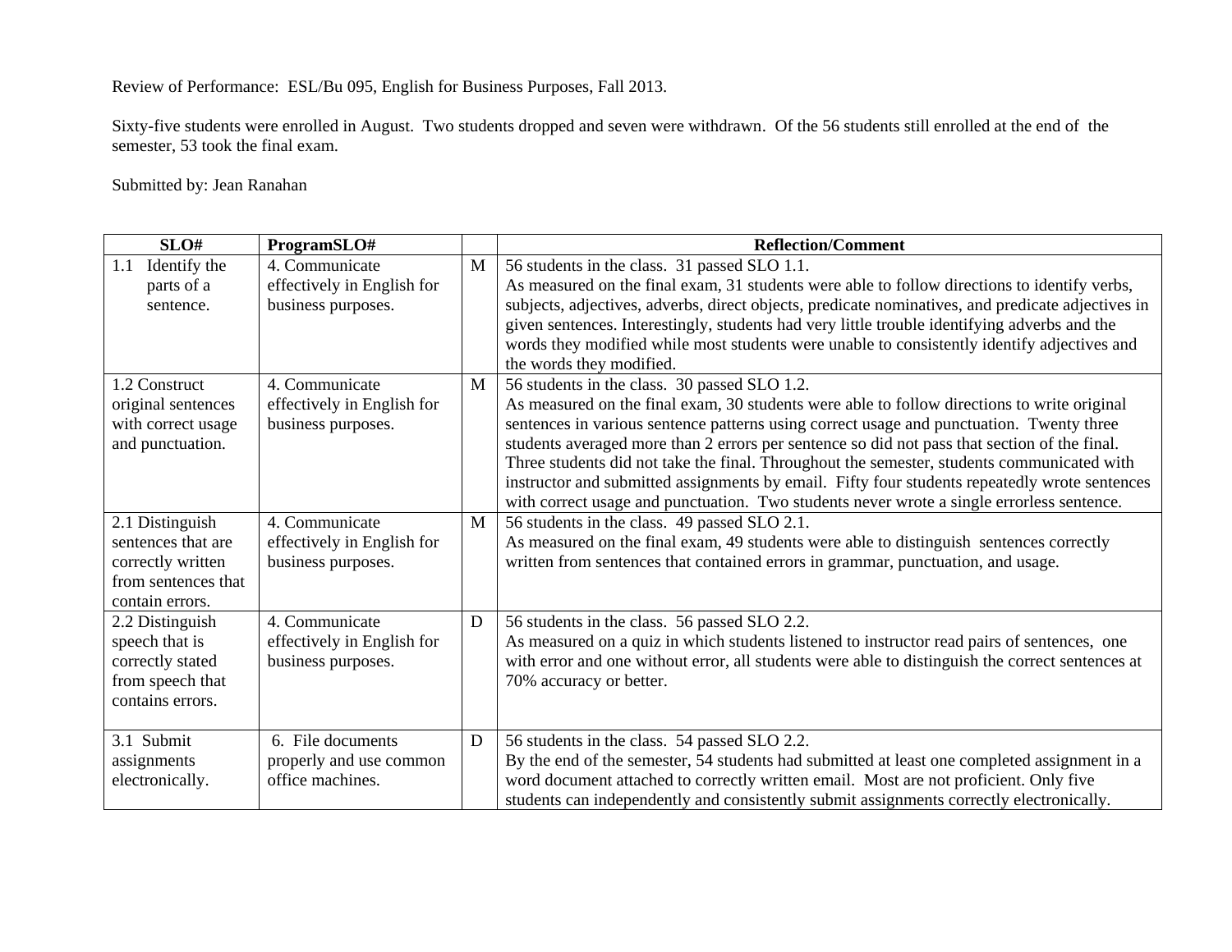Review of Performance: ESL/Bu 095, English for Business Purposes, Fall 2013.

Sixty-five students were enrolled in August. Two students dropped and seven were withdrawn. Of the 56 students still enrolled at the end of the semester, 53 took the final exam.

Submitted by: Jean Ranahan

| SLO# | ProgramSLO# | | Reflection/Comment |
|---|---|---|---|
| 1.1 Identify the parts of a sentence. | 4. Communicate effectively in English for business purposes. | M | 56 students in the class. 31 passed SLO 1.1.<br>As measured on the final exam, 31 students were able to follow directions to identify verbs, subjects, adjectives, adverbs, direct objects, predicate nominatives, and predicate adjectives in given sentences. Interestingly, students had very little trouble identifying adverbs and the words they modified while most students were unable to consistently identify adjectives and the words they modified. |
| 1.2 Construct original sentences with correct usage and punctuation. | 4. Communicate effectively in English for business purposes. | M | 56 students in the class. 30 passed SLO 1.2.<br>As measured on the final exam, 30 students were able to follow directions to write original sentences in various sentence patterns using correct usage and punctuation. Twenty three students averaged more than 2 errors per sentence so did not pass that section of the final. Three students did not take the final. Throughout the semester, students communicated with instructor and submitted assignments by email. Fifty four students repeatedly wrote sentences with correct usage and punctuation. Two students never wrote a single errorless sentence. |
| 2.1 Distinguish sentences that are correctly written from sentences that contain errors. | 4. Communicate effectively in English for business purposes. | M | 56 students in the class. 49 passed SLO 2.1.<br>As measured on the final exam, 49 students were able to distinguish sentences correctly written from sentences that contained errors in grammar, punctuation, and usage. |
| 2.2 Distinguish speech that is correctly stated from speech that contains errors. | 4. Communicate effectively in English for business purposes. | D | 56 students in the class. 56 passed SLO 2.2.<br>As measured on a quiz in which students listened to instructor read pairs of sentences, one with error and one without error, all students were able to distinguish the correct sentences at 70% accuracy or better. |
| 3.1 Submit assignments electronically. | 6. File documents properly and use common office machines. | D | 56 students in the class. 54 passed SLO 2.2.<br>By the end of the semester, 54 students had submitted at least one completed assignment in a word document attached to correctly written email. Most are not proficient. Only five students can independently and consistently submit assignments correctly electronically. |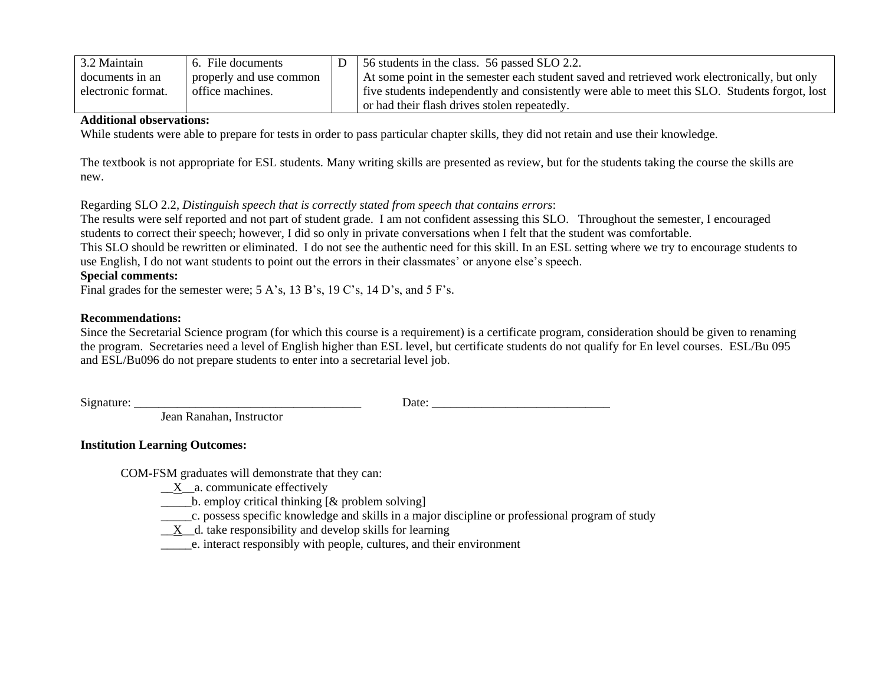| | | | |
|---|---|---|---|
| 3.2 Maintain documents in an electronic format. | 6. File documents properly and use common office machines. | D | 56 students in the class. 56 passed SLO 2.2. At some point in the semester each student saved and retrieved work electronically, but only five students independently and consistently were able to meet this SLO. Students forgot, lost or had their flash drives stolen repeatedly. |

**Additional observations:**
While students were able to prepare for tests in order to pass particular chapter skills, they did not retain and use their knowledge.

The textbook is not appropriate for ESL students. Many writing skills are presented as review, but for the students taking the course the skills are new.

Regarding SLO 2.2, *Distinguish speech that is correctly stated from speech that contains errors*:
The results were self reported and not part of student grade. I am not confident assessing this SLO. Throughout the semester, I encouraged students to correct their speech; however, I did so only in private conversations when I felt that the student was comfortable.
This SLO should be rewritten or eliminated. I do not see the authentic need for this skill. In an ESL setting where we try to encourage students to use English, I do not want students to point out the errors in their classmates' or anyone else's speech.

**Special comments:**
Final grades for the semester were; 5 A's, 13 B's, 19 C's, 14 D's, and 5 F's.

**Recommendations:**
Since the Secretarial Science program (for which this course is a requirement) is a certificate program, consideration should be given to renaming the program. Secretaries need a level of English higher than ESL level, but certificate students do not qualify for En level courses. ESL/Bu 095 and ESL/Bu096 do not prepare students to enter into a secretarial level job.

Signature: _____________________________________ Date: _____________________________
Jean Ranahan, Instructor

**Institution Learning Outcomes:**

COM-FSM graduates will demonstrate that they can:

__X__a. communicate effectively
_____b. employ critical thinking [& problem solving]
_____c. possess specific knowledge and skills in a major discipline or professional program of study
__X__d. take responsibility and develop skills for learning
_____e. interact responsibly with people, cultures, and their environment